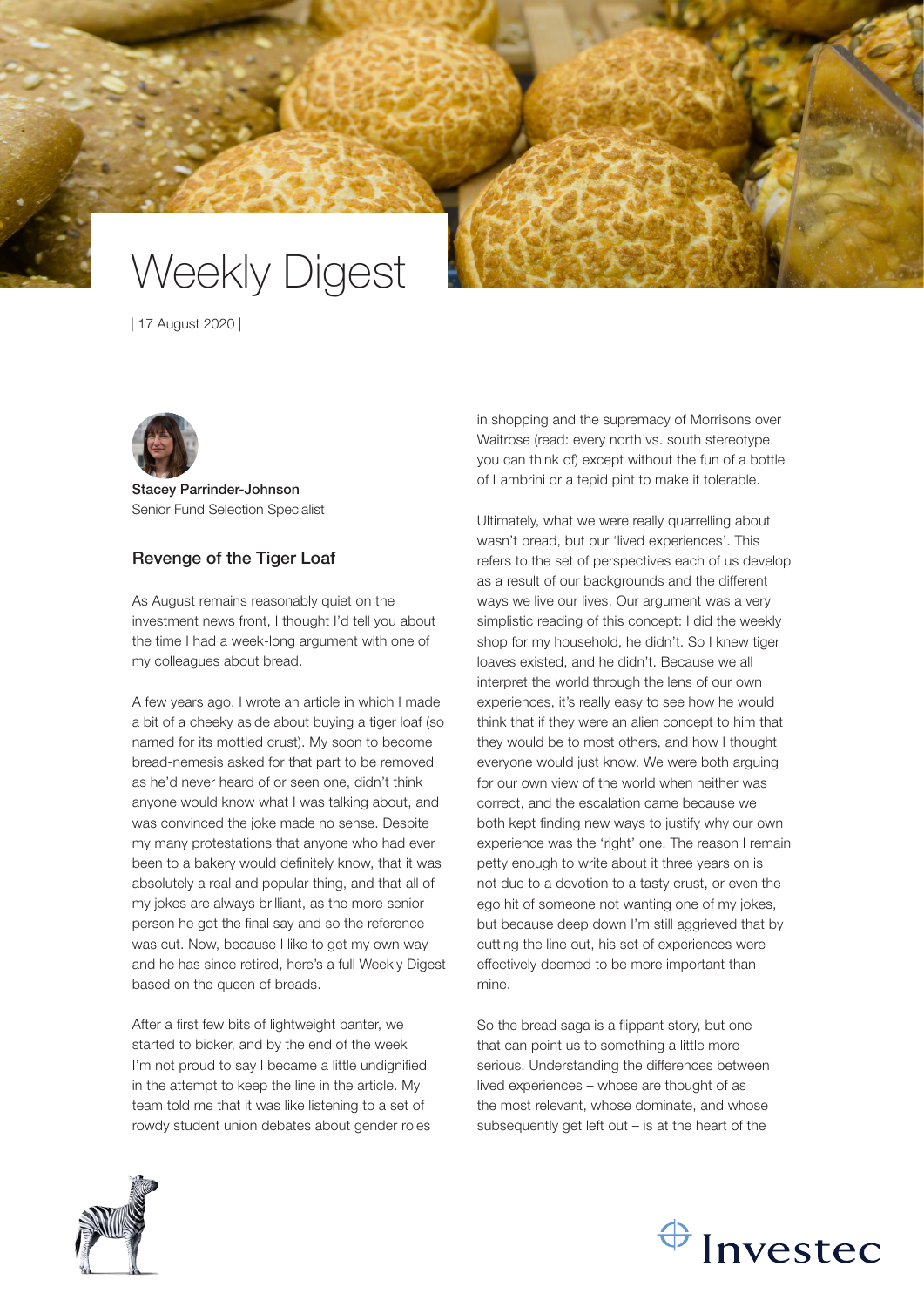# Weekly Digest

| 17 August 2020 |

**Stacey Parrinder-Johnson**
Senior Fund Selection Specialist

## Revenge of the Tiger Loaf

As August remains reasonably quiet on the investment news front, I thought I'd tell you about the time I had a week-long argument with one of my colleagues about bread.

A few years ago, I wrote an article in which I made a bit of a cheeky aside about buying a tiger loaf (so named for its mottled crust). My soon to become bread-nemesis asked for that part to be removed as he'd never heard of or seen one, didn't think anyone would know what I was talking about, and was convinced the joke made no sense. Despite my many protestations that anyone who had ever been to a bakery would definitely know, that it was absolutely a real and popular thing, and that all of my jokes are always brilliant, as the more senior person he got the final say and so the reference was cut. Now, because I like to get my own way and he has since retired, here's a full Weekly Digest based on the queen of breads.

After a first few bits of lightweight banter, we started to bicker, and by the end of the week I'm not proud to say I became a little undignified in the attempt to keep the line in the article. My team told me that it was like listening to a set of rowdy student union debates about gender roles in shopping and the supremacy of Morrisons over Waitrose (read: every north vs. south stereotype you can think of) except without the fun of a bottle of Lambrini or a tepid pint to make it tolerable.

Ultimately, what we were really quarrelling about wasn't bread, but our 'lived experiences'. This refers to the set of perspectives each of us develop as a result of our backgrounds and the different ways we live our lives. Our argument was a very simplistic reading of this concept: I did the weekly shop for my household, he didn't. So I knew tiger loaves existed, and he didn't. Because we all interpret the world through the lens of our own experiences, it's really easy to see how he would think that if they were an alien concept to him that they would be to most others, and how I thought everyone would just know. We were both arguing for our own view of the world when neither was correct, and the escalation came because we both kept finding new ways to justify why our own experience was the 'right' one. The reason I remain petty enough to write about it three years on is not due to a devotion to a tasty crust, or even the ego hit of someone not wanting one of my jokes, but because deep down I'm still aggrieved that by cutting the line out, his set of experiences were effectively deemed to be more important than mine.

So the bread saga is a flippant story, but one that can point us to something a little more serious. Understanding the differences between lived experiences – whose are thought of as the most relevant, whose dominate, and whose subsequently get left out – is at the heart of the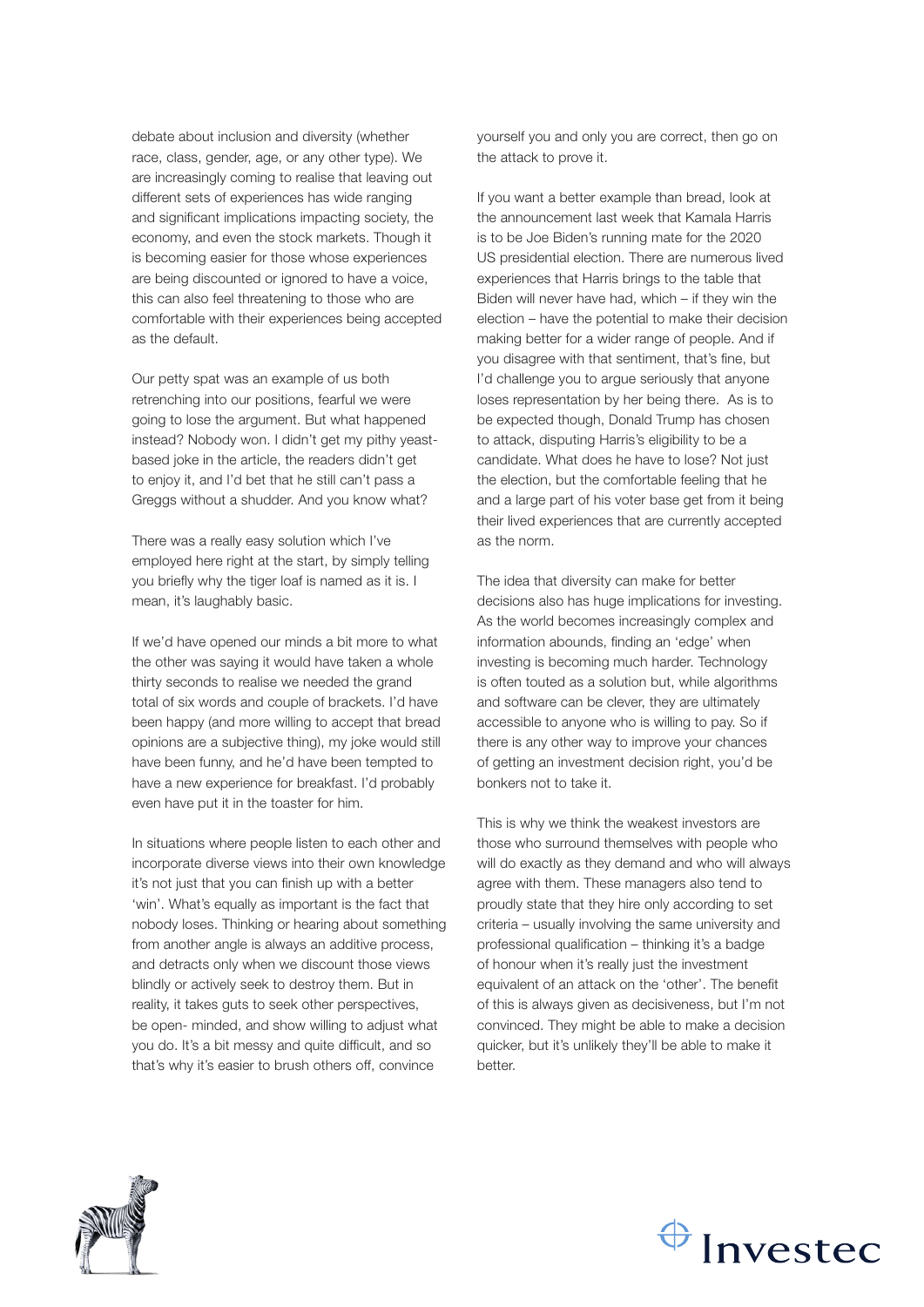debate about inclusion and diversity (whether race, class, gender, age, or any other type). We are increasingly coming to realise that leaving out different sets of experiences has wide ranging and significant implications impacting society, the economy, and even the stock markets. Though it is becoming easier for those whose experiences are being discounted or ignored to have a voice, this can also feel threatening to those who are comfortable with their experiences being accepted as the default.

Our petty spat was an example of us both retrenching into our positions, fearful we were going to lose the argument. But what happened instead? Nobody won. I didn't get my pithy yeast-based joke in the article, the readers didn't get to enjoy it, and I'd bet that he still can't pass a Greggs without a shudder. And you know what?

There was a really easy solution which I've employed here right at the start, by simply telling you briefly why the tiger loaf is named as it is. I mean, it's laughably basic.

If we'd have opened our minds a bit more to what the other was saying it would have taken a whole thirty seconds to realise we needed the grand total of six words and couple of brackets. I'd have been happy (and more willing to accept that bread opinions are a subjective thing), my joke would still have been funny, and he'd have been tempted to have a new experience for breakfast. I'd probably even have put it in the toaster for him.

In situations where people listen to each other and incorporate diverse views into their own knowledge it's not just that you can finish up with a better 'win'. What's equally as important is the fact that nobody loses. Thinking or hearing about something from another angle is always an additive process, and detracts only when we discount those views blindly or actively seek to destroy them. But in reality, it takes guts to seek other perspectives, be open- minded, and show willing to adjust what you do. It's a bit messy and quite difficult, and so that's why it's easier to brush others off, convince yourself you and only you are correct, then go on the attack to prove it.

If you want a better example than bread, look at the announcement last week that Kamala Harris is to be Joe Biden's running mate for the 2020 US presidential election. There are numerous lived experiences that Harris brings to the table that Biden will never have had, which – if they win the election – have the potential to make their decision making better for a wider range of people. And if you disagree with that sentiment, that's fine, but I'd challenge you to argue seriously that anyone loses representation by her being there. As is to be expected though, Donald Trump has chosen to attack, disputing Harris's eligibility to be a candidate. What does he have to lose? Not just the election, but the comfortable feeling that he and a large part of his voter base get from it being their lived experiences that are currently accepted as the norm.

The idea that diversity can make for better decisions also has huge implications for investing. As the world becomes increasingly complex and information abounds, finding an 'edge' when investing is becoming much harder. Technology is often touted as a solution but, while algorithms and software can be clever, they are ultimately accessible to anyone who is willing to pay. So if there is any other way to improve your chances of getting an investment decision right, you'd be bonkers not to take it.

This is why we think the weakest investors are those who surround themselves with people who will do exactly as they demand and who will always agree with them. These managers also tend to proudly state that they hire only according to set criteria – usually involving the same university and professional qualification – thinking it's a badge of honour when it's really just the investment equivalent of an attack on the 'other'. The benefit of this is always given as decisiveness, but I'm not convinced. They might be able to make a decision quicker, but it's unlikely they'll be able to make it better.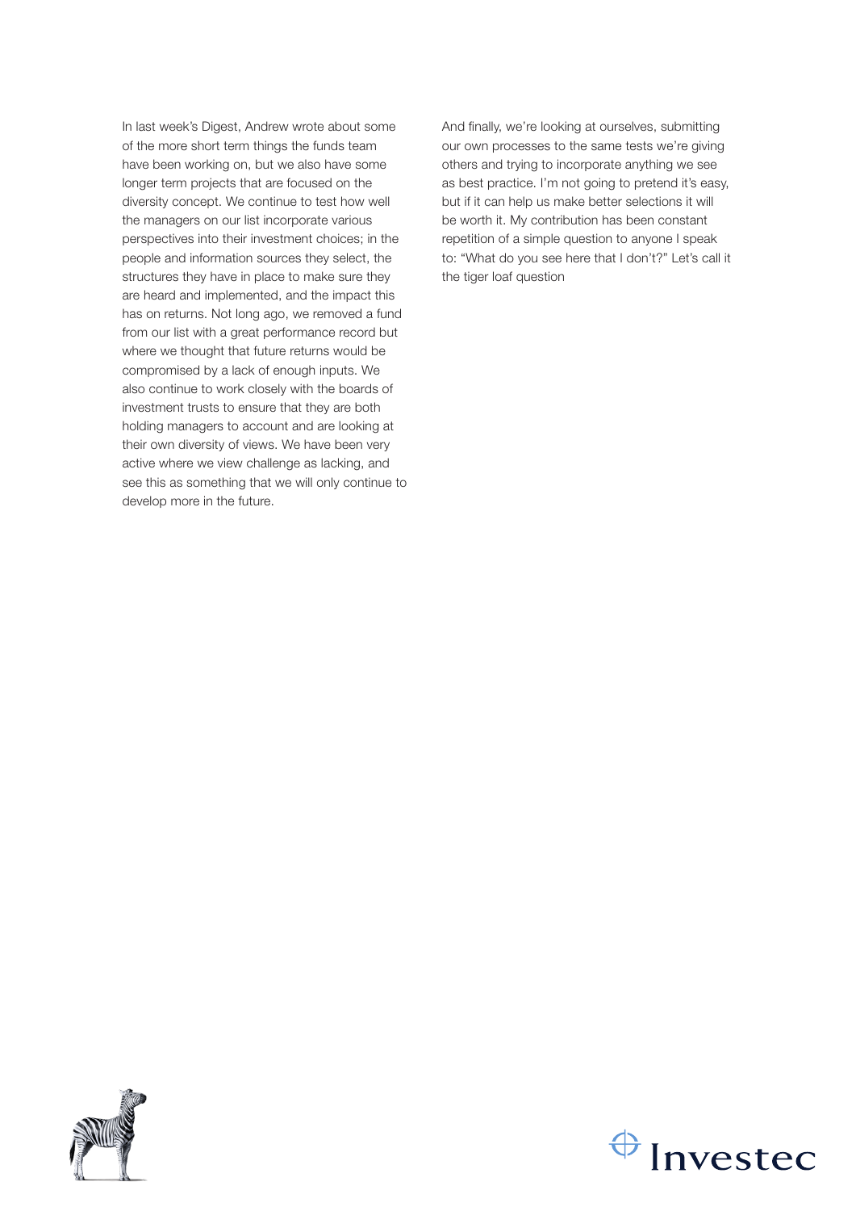In last week's Digest, Andrew wrote about some of the more short term things the funds team have been working on, but we also have some longer term projects that are focused on the diversity concept. We continue to test how well the managers on our list incorporate various perspectives into their investment choices; in the people and information sources they select, the structures they have in place to make sure they are heard and implemented, and the impact this has on returns. Not long ago, we removed a fund from our list with a great performance record but where we thought that future returns would be compromised by a lack of enough inputs. We also continue to work closely with the boards of investment trusts to ensure that they are both holding managers to account and are looking at their own diversity of views. We have been very active where we view challenge as lacking, and see this as something that we will only continue to develop more in the future.

And finally, we're looking at ourselves, submitting our own processes to the same tests we're giving others and trying to incorporate anything we see as best practice. I'm not going to pretend it's easy, but if it can help us make better selections it will be worth it. My contribution has been constant repetition of a simple question to anyone I speak to: "What do you see here that I don't?" Let's call it the tiger loaf question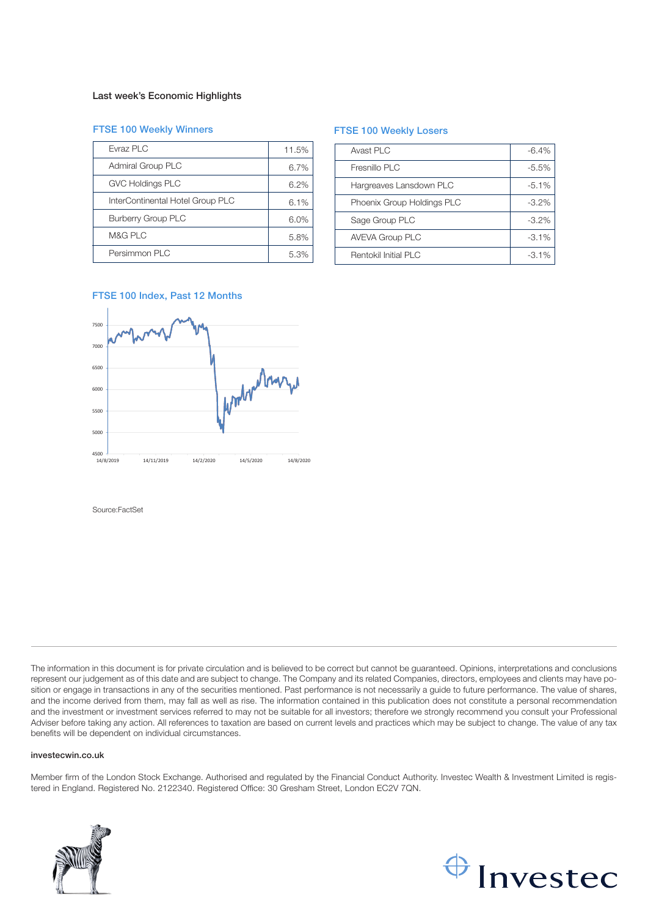### Last week's Economic Highlights

#### FTSE 100 Weekly Winners

| | |
|---|---|
| Evraz PLC | 11.5% |
| Admiral Group PLC | 6.7% |
| GVC Holdings PLC | 6.2% |
| InterContinental Hotel Group PLC | 6.1% |
| Burberry Group PLC | 6.0% |
| M&G PLC | 5.8% |
| Persimmon PLC | 5.3% |

#### FTSE 100 Weekly Losers

| | |
|---|---|
| Avast PLC | -6.4% |
| Fresnillo PLC | -5.5% |
| Hargreaves Lansdown PLC | -5.1% |
| Phoenix Group Holdings PLC | -3.2% |
| Sage Group PLC | -3.2% |
| AVEVA Group PLC | -3.1% |
| Rentokil Initial PLC | -3.1% |

#### FTSE 100 Index, Past 12 Months

7500
7000
6500
6000
5500
5000
4500
14/8/2019
14/11/2019
14/2/2020
14/5/2020
14/8/2020

Source:FactSet

---

The information in this document is for private circulation and is believed to be correct but cannot be guaranteed. Opinions, interpretations and conclusions represent our judgement as of this date and are subject to change. The Company and its related Companies, directors, employees and clients may have position or engage in transactions in any of the securities mentioned. Past performance is not necessarily a guide to future performance. The value of shares, and the income derived from them, may fall as well as rise. The information contained in this publication does not constitute a personal recommendation and the investment or investment services referred to may not be suitable for all investors; therefore we strongly recommend you consult your Professional Adviser before taking any action. All references to taxation are based on current levels and practices which may be subject to change. The value of any tax benefits will be dependent on individual circumstances.

**investecwin.co.uk**

Member firm of the London Stock Exchange. Authorised and regulated by the Financial Conduct Authority. Investec Wealth & Investment Limited is registered in England. Registered No. 2122340. Registered Office: 30 Gresham Street, London EC2V 7QN.

Investec